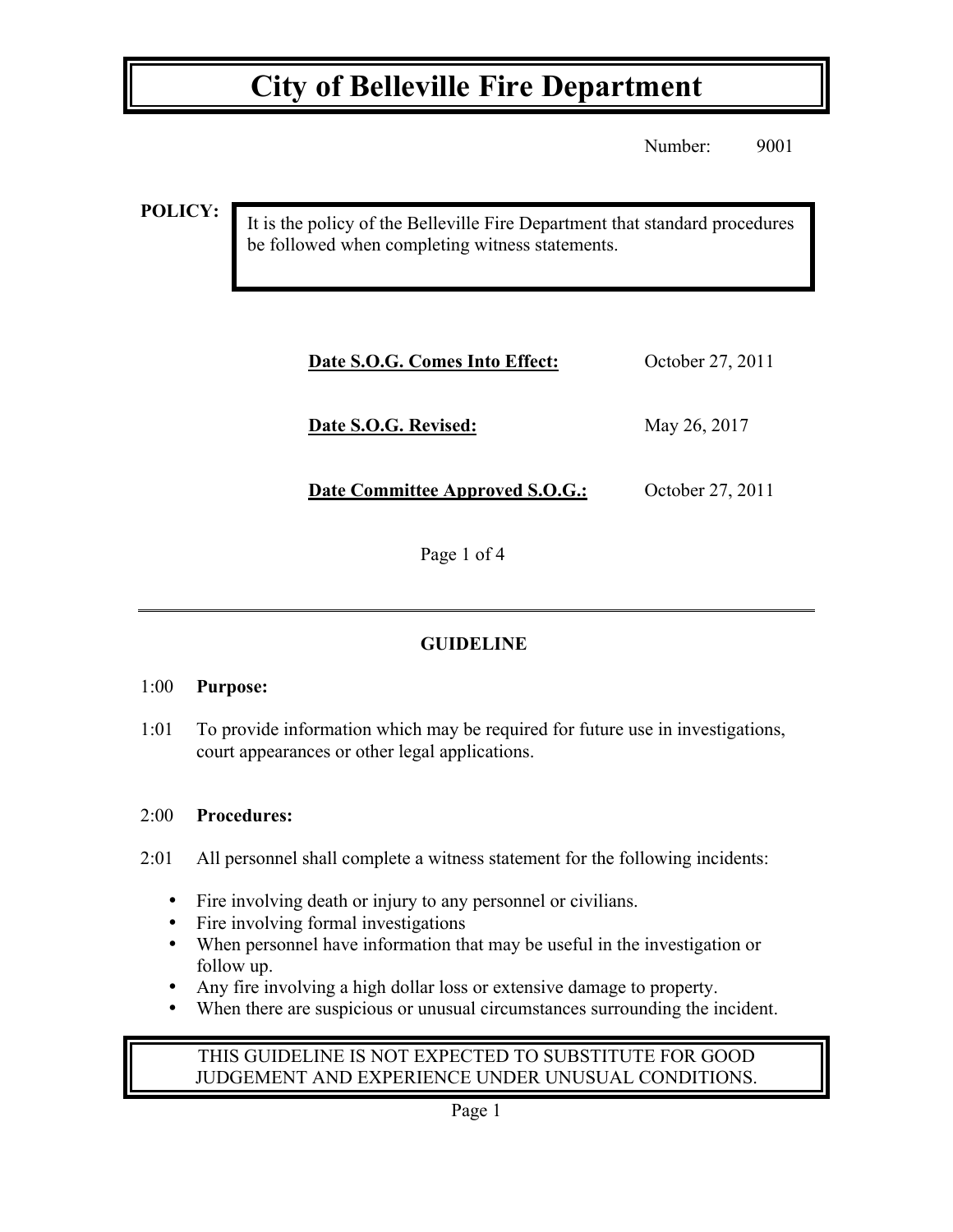# City of Belleville Fire Department

Number: 9001

**POLICY:** It is the policy of the Belleville Fire Department that standard procedures be followed when completing witness statements.

| | |
|---|---|
| **Date S.O.G. Comes Into Effect:** | October 27, 2011 |
| **Date S.O.G. Revised:** | May 26, 2017 |
| **Date Committee Approved S.O.G.:** | October 27, 2011 |

## GUIDELINE

1:00 **Purpose:**

1:01 To provide information which may be required for future use in investigations, court appearances or other legal applications.

2:00 **Procedures:**

2:01 All personnel shall complete a witness statement for the following incidents:

- Fire involving death or injury to any personnel or civilians.
- Fire involving formal investigations
- When personnel have information that may be useful in the investigation or follow up.
- Any fire involving a high dollar loss or extensive damage to property.
- When there are suspicious or unusual circumstances surrounding the incident.

THIS GUIDELINE IS NOT EXPECTED TO SUBSTITUTE FOR GOOD JUDGEMENT AND EXPERIENCE UNDER UNUSUAL CONDITIONS.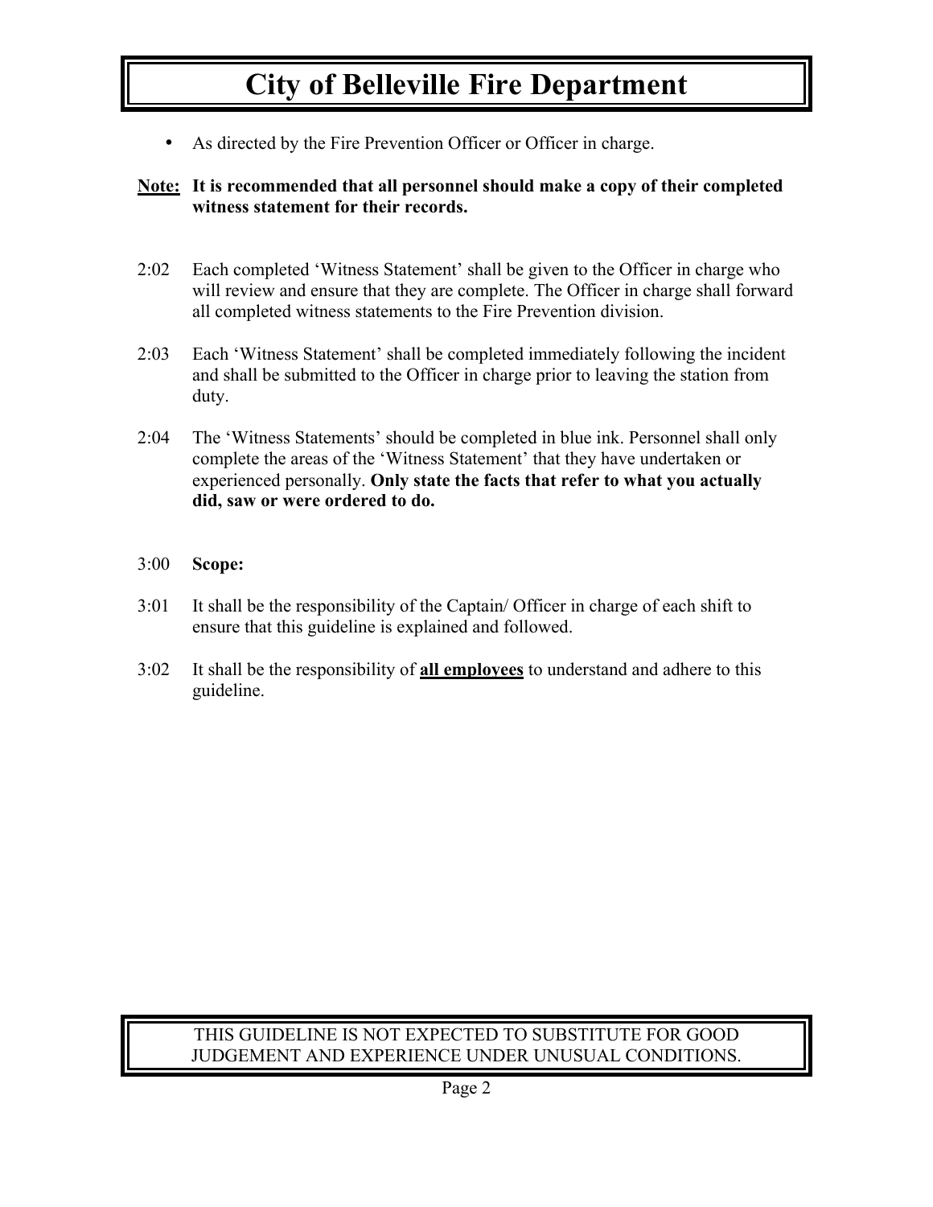- As directed by the Fire Prevention Officer or Officer in charge.

**Note:** **It is recommended that all personnel should make a copy of their completed witness statement for their records.**

2:02 Each completed ‘Witness Statement’ shall be given to the Officer in charge who will review and ensure that they are complete. The Officer in charge shall forward all completed witness statements to the Fire Prevention division.

2:03 Each ‘Witness Statement’ shall be completed immediately following the incident and shall be submitted to the Officer in charge prior to leaving the station from duty.

2:04 The ‘Witness Statements’ should be completed in blue ink. Personnel shall only complete the areas of the ‘Witness Statement’ that they have undertaken or experienced personally. **Only state the facts that refer to what you actually did, saw or were ordered to do.**

3:00 **Scope:**

3:01 It shall be the responsibility of the Captain/ Officer in charge of each shift to ensure that this guideline is explained and followed.

3:02 It shall be the responsibility of **all employees** to understand and adhere to this guideline.

THIS GUIDELINE IS NOT EXPECTED TO SUBSTITUTE FOR GOOD JUDGEMENT AND EXPERIENCE UNDER UNUSUAL CONDITIONS.